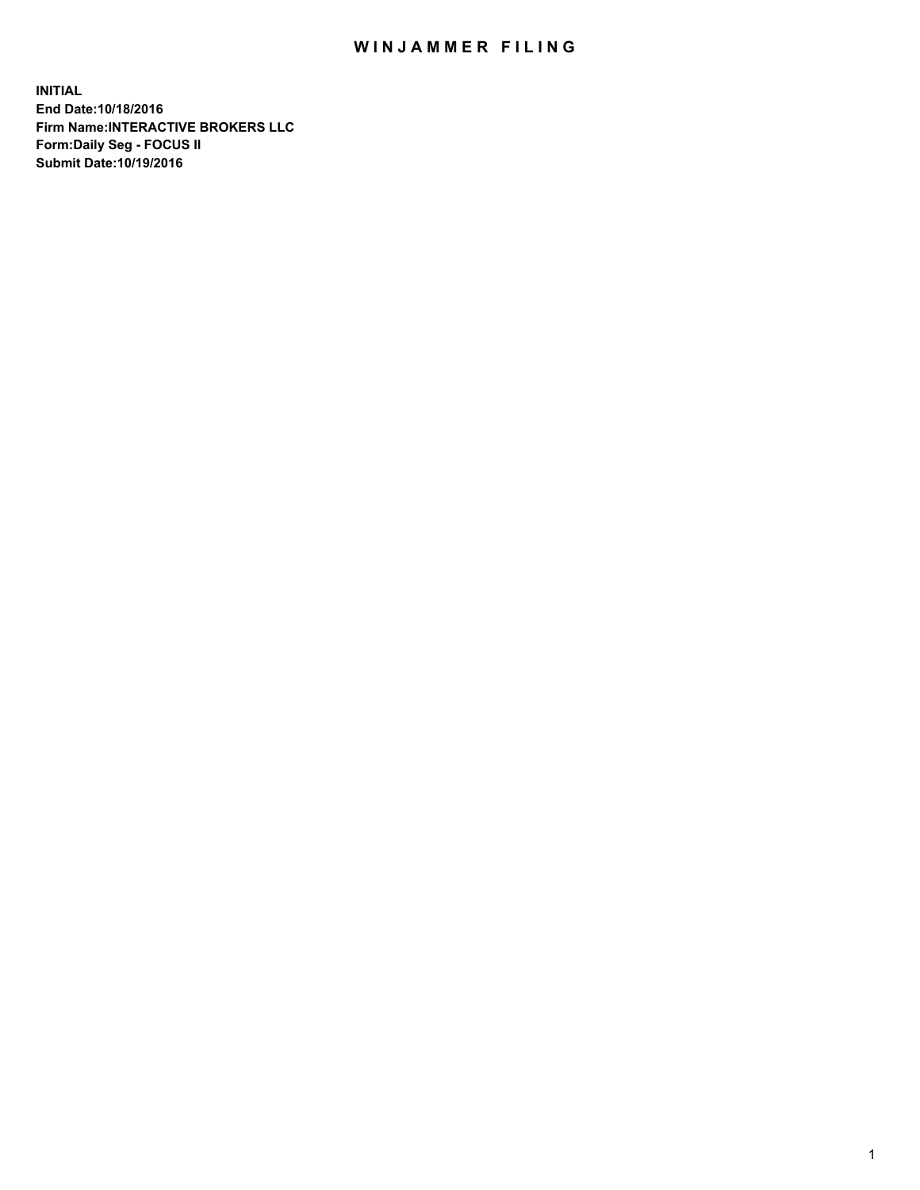# WINJAMMER FILING

**INITIAL**
**End Date:10/18/2016**
**Firm Name:INTERACTIVE BROKERS LLC**
**Form:Daily Seg - FOCUS II**
**Submit Date:10/19/2016**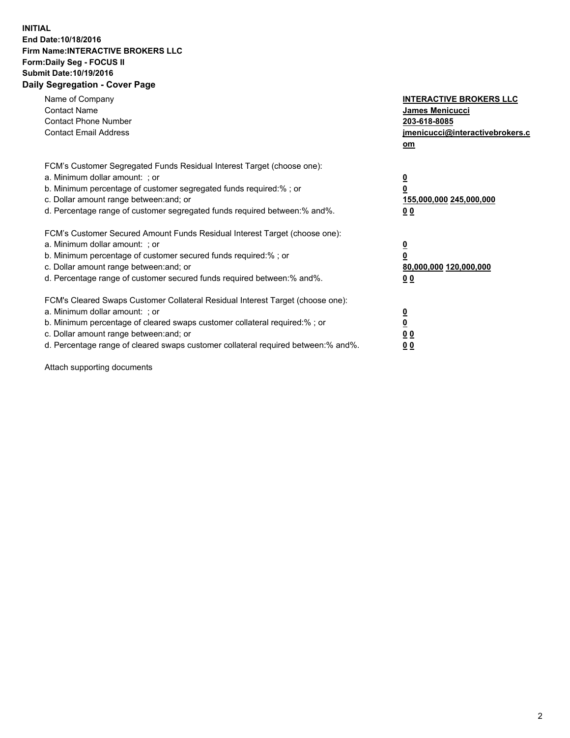**INITIAL**
**End Date:10/18/2016**
**Firm Name:INTERACTIVE BROKERS LLC**
**Form:Daily Seg - FOCUS II**
**Submit Date:10/19/2016**

## Daily Segregation - Cover Page

| | |
|---|---|
| Name of Company | **INTERACTIVE BROKERS LLC** |
| Contact Name | **James Menicucci** |
| Contact Phone Number | **203-618-8085** |
| Contact Email Address | **jmenicucci@interactivebrokers.com** |

| | |
|---|---|
| FCM's Customer Segregated Funds Residual Interest Target (choose one): | |
| a. Minimum dollar amount: ; or | **0** |
| b. Minimum percentage of customer segregated funds required:% ; or | **0** |
| c. Dollar amount range between:and; or | **155,000,000 245,000,000** |
| d. Percentage range of customer segregated funds required between:% and%. | **0 0** |
| FCM's Customer Secured Amount Funds Residual Interest Target (choose one): | |
| a. Minimum dollar amount: ; or | **0** |
| b. Minimum percentage of customer secured funds required:% ; or | **0** |
| c. Dollar amount range between:and; or | **80,000,000 120,000,000** |
| d. Percentage range of customer secured funds required between:% and%. | **0 0** |
| FCM's Cleared Swaps Customer Collateral Residual Interest Target (choose one): | |
| a. Minimum dollar amount: ; or | **0** |
| b. Minimum percentage of cleared swaps customer collateral required:% ; or | **0** |
| c. Dollar amount range between:and; or | **0 0** |
| d. Percentage range of cleared swaps customer collateral required between:% and%. | **0 0** |

Attach supporting documents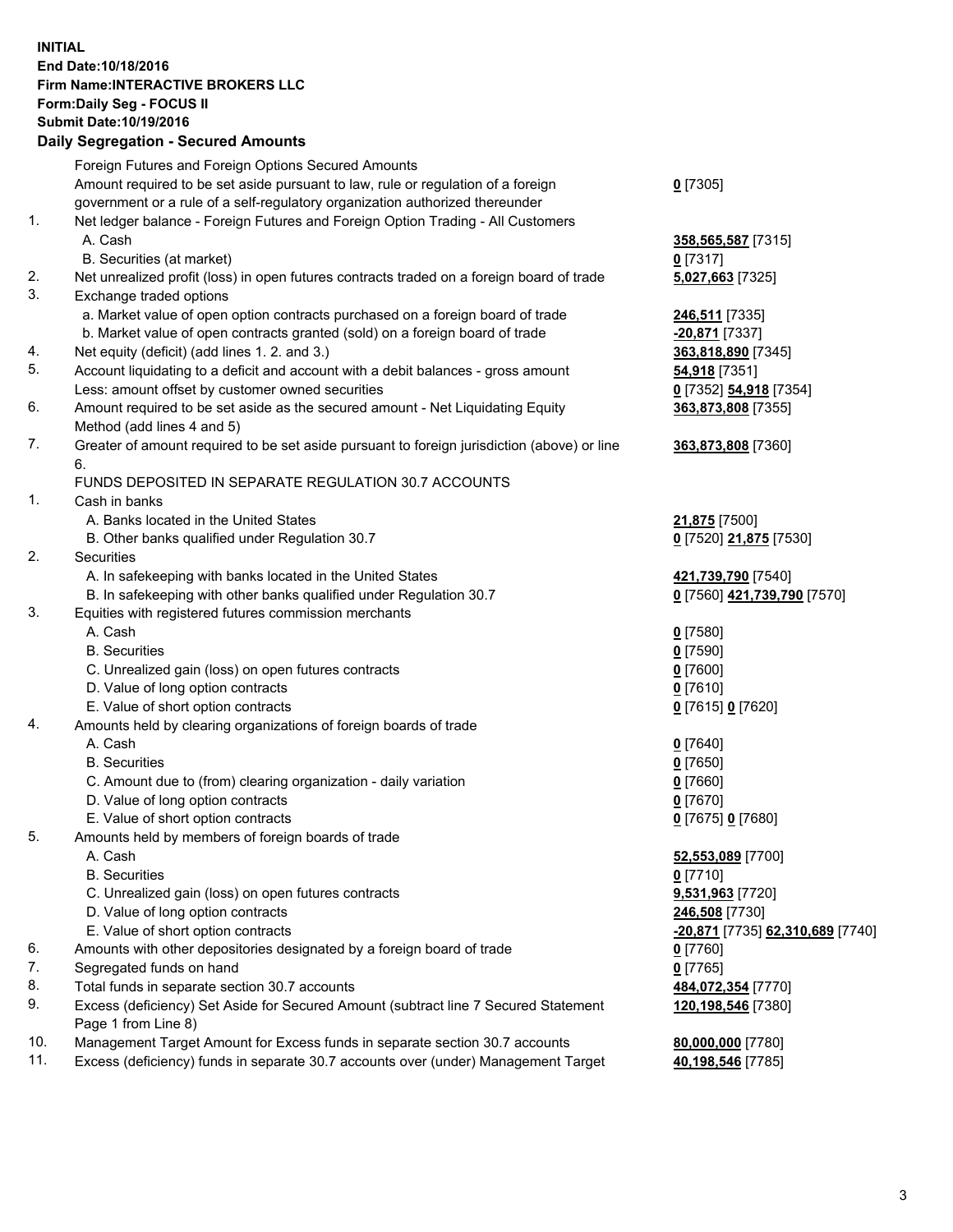**INITIAL**
**End Date:10/18/2016**
**Firm Name:INTERACTIVE BROKERS LLC**
**Form:Daily Seg - FOCUS II**
**Submit Date:10/19/2016**
**Daily Segregation - Secured Amounts**

| | | |
|---|---|---|
| | Foreign Futures and Foreign Options Secured Amounts | |
| | Amount required to be set aside pursuant to law, rule or regulation of a foreign government or a rule of a self-regulatory organization authorized thereunder | **0** [7305] |
| 1. | Net ledger balance - Foreign Futures and Foreign Option Trading - All Customers | |
| | A. Cash | **358,565,587** [7315] |
| | B. Securities (at market) | **0** [7317] |
| 2. | Net unrealized profit (loss) in open futures contracts traded on a foreign board of trade | **5,027,663** [7325] |
| 3. | Exchange traded options | |
| | a. Market value of open option contracts purchased on a foreign board of trade | **246,511** [7335] |
| | b. Market value of open contracts granted (sold) on a foreign board of trade | **-20,871** [7337] |
| 4. | Net equity (deficit) (add lines 1. 2. and 3.) | **363,818,890** [7345] |
| 5. | Account liquidating to a deficit and account with a debit balances - gross amount | **54,918** [7351] |
| | Less: amount offset by customer owned securities | **0** [7352] **54,918** [7354] |
| 6. | Amount required to be set aside as the secured amount - Net Liquidating Equity Method (add lines 4 and 5) | **363,873,808** [7355] |
| 7. | Greater of amount required to be set aside pursuant to foreign jurisdiction (above) or line 6. | **363,873,808** [7360] |
| | FUNDS DEPOSITED IN SEPARATE REGULATION 30.7 ACCOUNTS | |
| 1. | Cash in banks | |
| | A. Banks located in the United States | **21,875** [7500] |
| | B. Other banks qualified under Regulation 30.7 | **0** [7520] **21,875** [7530] |
| 2. | Securities | |
| | A. In safekeeping with banks located in the United States | **421,739,790** [7540] |
| | B. In safekeeping with other banks qualified under Regulation 30.7 | **0** [7560] **421,739,790** [7570] |
| 3. | Equities with registered futures commission merchants | |
| | A. Cash | **0** [7580] |
| | B. Securities | **0** [7590] |
| | C. Unrealized gain (loss) on open futures contracts | **0** [7600] |
| | D. Value of long option contracts | **0** [7610] |
| | E. Value of short option contracts | **0** [7615] **0** [7620] |
| 4. | Amounts held by clearing organizations of foreign boards of trade | |
| | A. Cash | **0** [7640] |
| | B. Securities | **0** [7650] |
| | C. Amount due to (from) clearing organization - daily variation | **0** [7660] |
| | D. Value of long option contracts | **0** [7670] |
| | E. Value of short option contracts | **0** [7675] **0** [7680] |
| 5. | Amounts held by members of foreign boards of trade | |
| | A. Cash | **52,553,089** [7700] |
| | B. Securities | **0** [7710] |
| | C. Unrealized gain (loss) on open futures contracts | **9,531,963** [7720] |
| | D. Value of long option contracts | **246,508** [7730] |
| | E. Value of short option contracts | **-20,871** [7735] **62,310,689** [7740] |
| 6. | Amounts with other depositories designated by a foreign board of trade | **0** [7760] |
| 7. | Segregated funds on hand | **0** [7765] |
| 8. | Total funds in separate section 30.7 accounts | **484,072,354** [7770] |
| 9. | Excess (deficiency) Set Aside for Secured Amount (subtract line 7 Secured Statement Page 1 from Line 8) | **120,198,546** [7380] |
| 10. | Management Target Amount for Excess funds in separate section 30.7 accounts | **80,000,000** [7780] |
| 11. | Excess (deficiency) funds in separate 30.7 accounts over (under) Management Target | **40,198,546** [7785] |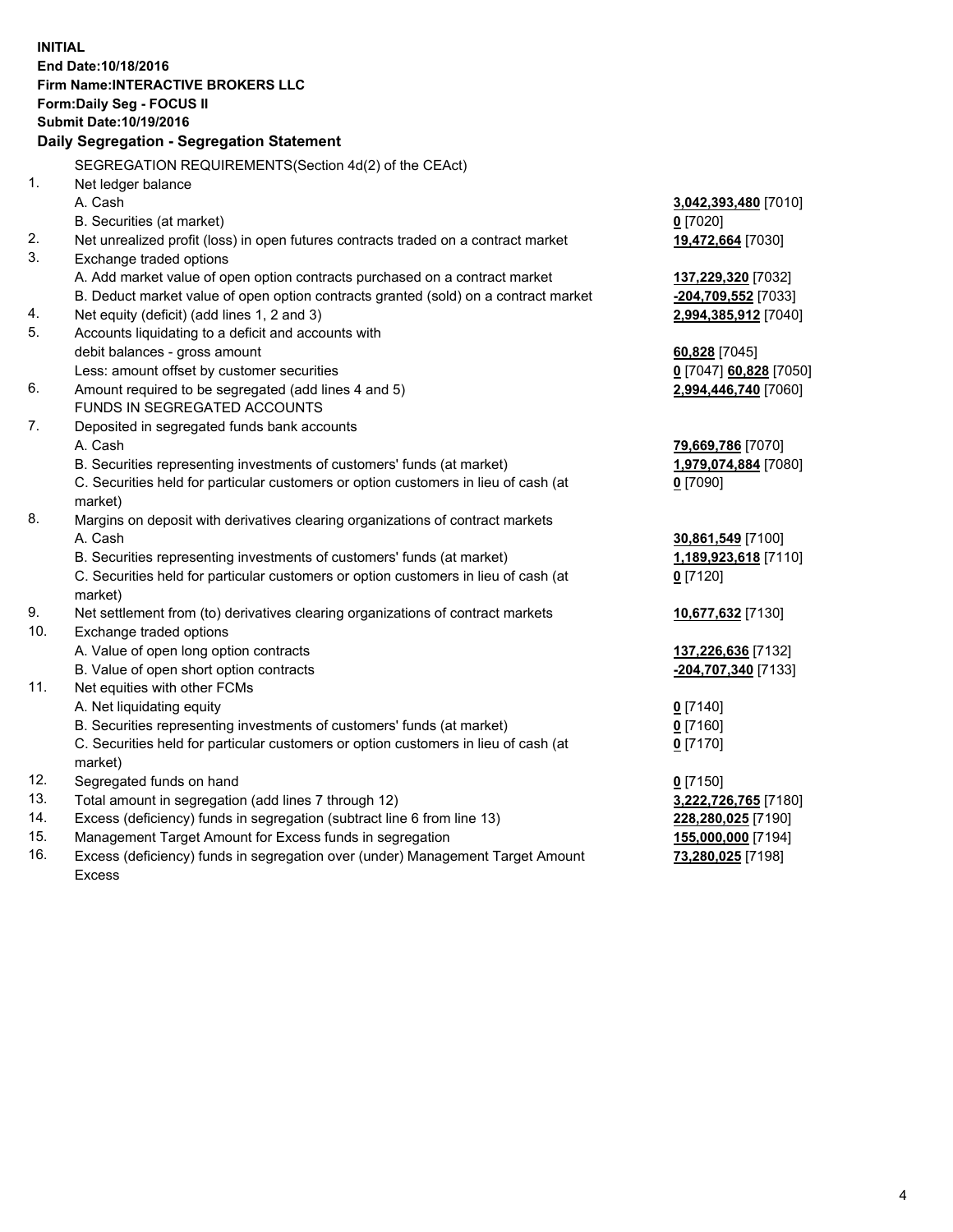**INITIAL**
**End Date:10/18/2016**
**Firm Name:INTERACTIVE BROKERS LLC**
**Form:Daily Seg - FOCUS II**
**Submit Date:10/19/2016**

**Daily Segregation - Segregation Statement**

| | | |
|---|---|---|
| | SEGREGATION REQUIREMENTS(Section 4d(2) of the CEAct) | |
| 1. | Net ledger balance | |
| | A. Cash | **3,042,393,480** [7010] |
| | B. Securities (at market) | **0** [7020] |
| 2. | Net unrealized profit (loss) in open futures contracts traded on a contract market | **19,472,664** [7030] |
| 3. | Exchange traded options | |
| | A. Add market value of open option contracts purchased on a contract market | **137,229,320** [7032] |
| | B. Deduct market value of open option contracts granted (sold) on a contract market | **-204,709,552** [7033] |
| 4. | Net equity (deficit) (add lines 1, 2 and 3) | **2,994,385,912** [7040] |
| 5. | Accounts liquidating to a deficit and accounts with | |
| | debit balances - gross amount | **60,828** [7045] |
| | Less: amount offset by customer securities | **0** [7047] **60,828** [7050] |
| 6. | Amount required to be segregated (add lines 4 and 5) | **2,994,446,740** [7060] |
| | FUNDS IN SEGREGATED ACCOUNTS | |
| 7. | Deposited in segregated funds bank accounts | |
| | A. Cash | **79,669,786** [7070] |
| | B. Securities representing investments of customers' funds (at market) | **1,979,074,884** [7080] |
| | C. Securities held for particular customers or option customers in lieu of cash (at market) | **0** [7090] |
| 8. | Margins on deposit with derivatives clearing organizations of contract markets | |
| | A. Cash | **30,861,549** [7100] |
| | B. Securities representing investments of customers' funds (at market) | **1,189,923,618** [7110] |
| | C. Securities held for particular customers or option customers in lieu of cash (at market) | **0** [7120] |
| 9. | Net settlement from (to) derivatives clearing organizations of contract markets | **10,677,632** [7130] |
| 10. | Exchange traded options | |
| | A. Value of open long option contracts | **137,226,636** [7132] |
| | B. Value of open short option contracts | **-204,707,340** [7133] |
| 11. | Net equities with other FCMs | |
| | A. Net liquidating equity | **0** [7140] |
| | B. Securities representing investments of customers' funds (at market) | **0** [7160] |
| | C. Securities held for particular customers or option customers in lieu of cash (at market) | **0** [7170] |
| 12. | Segregated funds on hand | **0** [7150] |
| 13. | Total amount in segregation (add lines 7 through 12) | **3,222,726,765** [7180] |
| 14. | Excess (deficiency) funds in segregation (subtract line 6 from line 13) | **228,280,025** [7190] |
| 15. | Management Target Amount for Excess funds in segregation | **155,000,000** [7194] |
| 16. | Excess (deficiency) funds in segregation over (under) Management Target Amount Excess | **73,280,025** [7198] |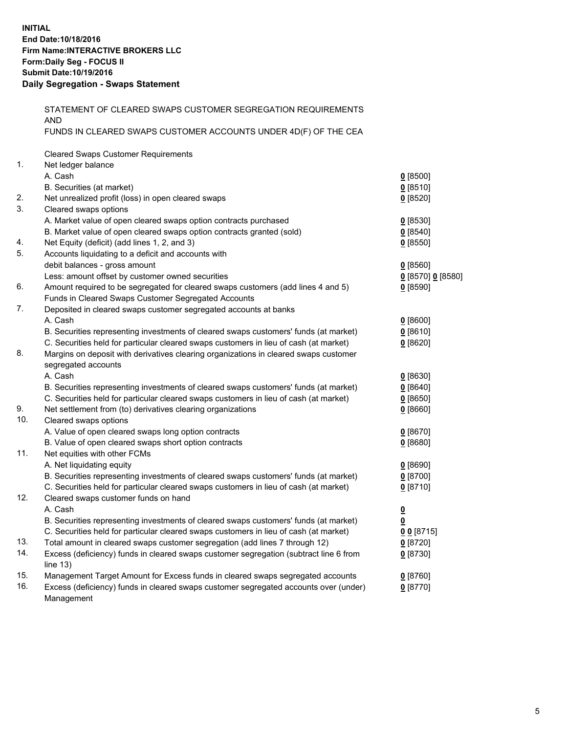**INITIAL**
**End Date:10/18/2016**
**Firm Name:INTERACTIVE BROKERS LLC**
**Form:Daily Seg - FOCUS II**
**Submit Date:10/19/2016**
**Daily Segregation - Swaps Statement**

STATEMENT OF CLEARED SWAPS CUSTOMER SEGREGATION REQUIREMENTS AND FUNDS IN CLEARED SWAPS CUSTOMER ACCOUNTS UNDER 4D(F) OF THE CEA

| | | |
|---|---|---|
| | Cleared Swaps Customer Requirements | |
| 1. | Net ledger balance | |
| | A. Cash | 0 [8500] |
| | B. Securities (at market) | 0 [8510] |
| 2. | Net unrealized profit (loss) in open cleared swaps | 0 [8520] |
| 3. | Cleared swaps options | |
| | A. Market value of open cleared swaps option contracts purchased | 0 [8530] |
| | B. Market value of open cleared swaps option contracts granted (sold) | 0 [8540] |
| 4. | Net Equity (deficit) (add lines 1, 2, and 3) | 0 [8550] |
| 5. | Accounts liquidating to a deficit and accounts with debit balances - gross amount | 0 [8560] |
| | Less: amount offset by customer owned securities | 0 [8570] 0 [8580] |
| 6. | Amount required to be segregated for cleared swaps customers (add lines 4 and 5) | 0 [8590] |
| | Funds in Cleared Swaps Customer Segregated Accounts | |
| 7. | Deposited in cleared swaps customer segregated accounts at banks | |
| | A. Cash | 0 [8600] |
| | B. Securities representing investments of cleared swaps customers' funds (at market) | 0 [8610] |
| | C. Securities held for particular cleared swaps customers in lieu of cash (at market) | 0 [8620] |
| 8. | Margins on deposit with derivatives clearing organizations in cleared swaps customer segregated accounts | |
| | A. Cash | 0 [8630] |
| | B. Securities representing investments of cleared swaps customers' funds (at market) | 0 [8640] |
| | C. Securities held for particular cleared swaps customers in lieu of cash (at market) | 0 [8650] |
| 9. | Net settlement from (to) derivatives clearing organizations | 0 [8660] |
| 10. | Cleared swaps options | |
| | A. Value of open cleared swaps long option contracts | 0 [8670] |
| | B. Value of open cleared swaps short option contracts | 0 [8680] |
| 11. | Net equities with other FCMs | |
| | A. Net liquidating equity | 0 [8690] |
| | B. Securities representing investments of cleared swaps customers' funds (at market) | 0 [8700] |
| | C. Securities held for particular cleared swaps customers in lieu of cash (at market) | 0 [8710] |
| 12. | Cleared swaps customer funds on hand | |
| | A. Cash | 0 |
| | B. Securities representing investments of cleared swaps customers' funds (at market) | 0 |
| | C. Securities held for particular cleared swaps customers in lieu of cash (at market) | 0 0 [8715] |
| 13. | Total amount in cleared swaps customer segregation (add lines 7 through 12) | 0 [8720] |
| 14. | Excess (deficiency) funds in cleared swaps customer segregation (subtract line 6 from line 13) | 0 [8730] |
| 15. | Management Target Amount for Excess funds in cleared swaps segregated accounts | 0 [8760] |
| 16. | Excess (deficiency) funds in cleared swaps customer segregated accounts over (under) Management | 0 [8770] |